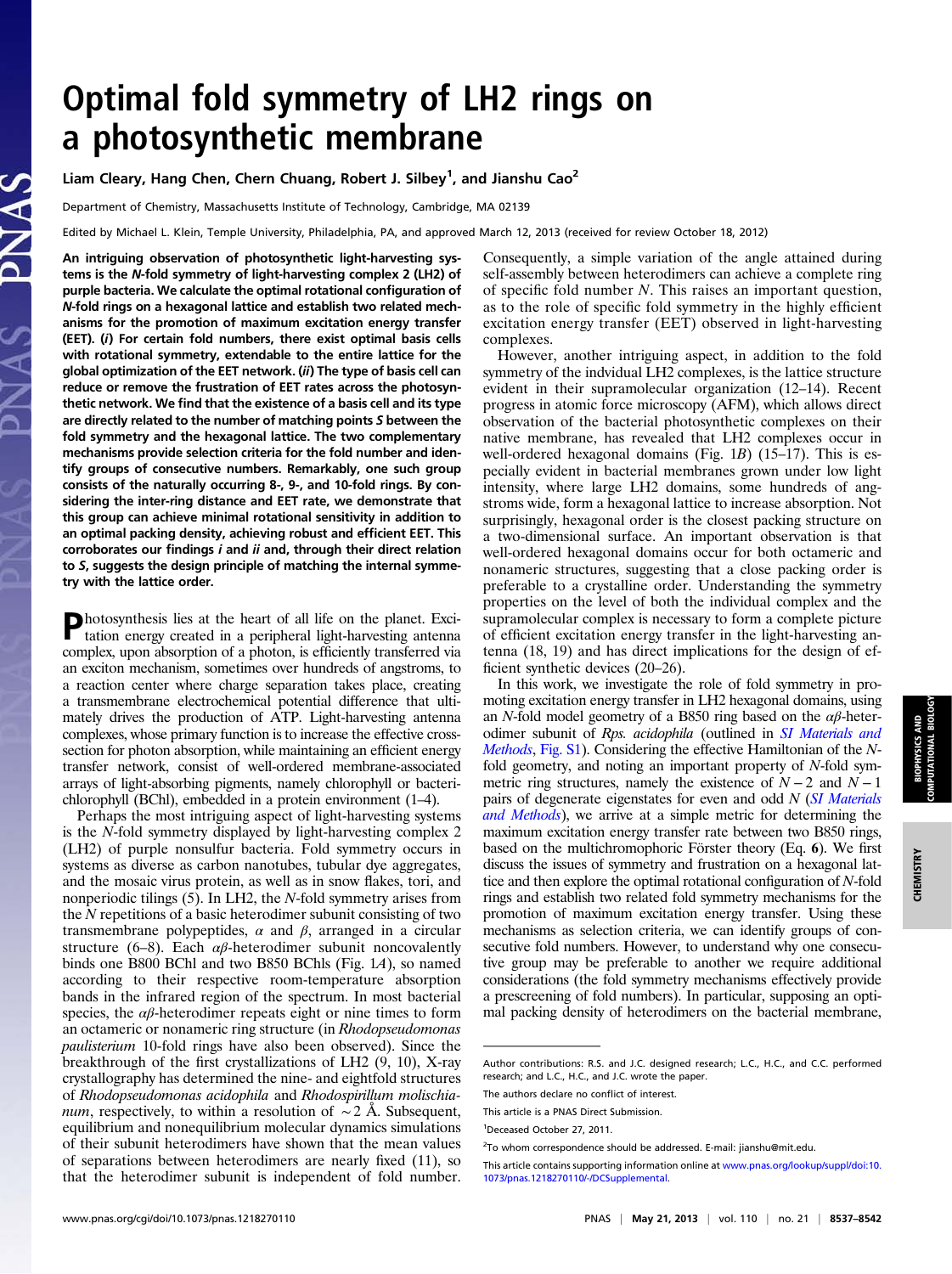# Optimal fold symmetry of LH2 rings on a photosynthetic membrane

Liam Cleary, Hang Chen, Chern Chuang, Robert J. Silbey[1], and Jianshu Cao[2]

Department of Chemistry, Massachusetts Institute of Technology, Cambridge, MA 02139

Edited by Michael L. Klein, Temple University, Philadelphia, PA, and approved March 12, 2013 (received for review October 18, 2012)

**An intriguing observation of photosynthetic light-harvesting systems is the *N*-fold symmetry of light-harvesting complex 2 (LH2) of purple bacteria. We calculate the optimal rotational configuration of *N*-fold rings on a hexagonal lattice and establish two related mechanisms for the promotion of maximum excitation energy transfer (EET). (*i*) For certain fold numbers, there exist optimal basis cells with rotational symmetry, extendable to the entire lattice for the global optimization of the EET network. (*ii*) The type of basis cell can reduce or remove the frustration of EET rates across the photosynthetic network. We find that the existence of a basis cell and its type are directly related to the number of matching points *S* between the fold symmetry and the hexagonal lattice. The two complementary mechanisms provide selection criteria for the fold number and identify groups of consecutive numbers. Remarkably, one such group consists of the naturally occurring 8-, 9-, and 10-fold rings. By considering the inter-ring distance and EET rate, we demonstrate that this group can achieve minimal rotational sensitivity in addition to an optimal packing density, achieving robust and efficient EET. This corroborates our findings *i* and *ii* and, through their direct relation to *S*, suggests the design principle of matching the internal symmetry with the lattice order.**

Photosynthesis lies at the heart of all life on the planet. Excitation energy created in a peripheral light-harvesting antenna complex, upon absorption of a photon, is efficiently transferred via an exciton mechanism, sometimes over hundreds of angstroms, to a reaction center where charge separation takes place, creating a transmembrane electrochemical potential difference that ultimately drives the production of ATP. Light-harvesting antenna complexes, whose primary function is to increase the effective cross-section for photon absorption, while maintaining an efficient energy transfer network, consist of well-ordered membrane-associated arrays of light-absorbing pigments, namely chlorophyll or bacteriochlorophyll (BChl), embedded in a protein environment (1–4).

Perhaps the most intriguing aspect of light-harvesting systems is the *N*-fold symmetry displayed by light-harvesting complex 2 (LH2) of purple nonsulfur bacteria. Fold symmetry occurs in systems as diverse as carbon nanotubes, tubular dye aggregates, and the mosaic virus protein, as well as in snow flakes, tori, and nonperiodic tilings (5). In LH2, the *N*-fold symmetry arises from the *N* repetitions of a basic heterodimer subunit consisting of two transmembrane polypeptides, $\alpha$ and $\beta$, arranged in a circular structure (6–8). Each $\alpha\beta$-heterodimer subunit noncovalently binds one B800 BChl and two B850 BChls (Fig. 1*A*), so named according to their respective room-temperature absorption bands in the infrared region of the spectrum. In most bacterial species, the $\alpha\beta$-heterodimer repeats eight or nine times to form an octameric or nonameric ring structure (in *Rhodopseudomonas paulisterium* 10-fold rings have also been observed). Since the breakthrough of the first crystallizations of LH2 (9, 10), X-ray crystallography has determined the nine- and eightfold structures of *Rhodopseudomonas acidophila* and *Rhodospirillum molischianum*, respectively, to within a resolution of $\sim$2 Å. Subsequent, equilibrium and nonequilibrium molecular dynamics simulations of their subunit heterodimers have shown that the mean values of separations between heterodimers are nearly fixed (11), so that the heterodimer subunit is independent of fold number. Consequently, a simple variation of the angle attained during self-assembly between heterodimers can achieve a complete ring of specific fold number *N*. This raises an important question, as to the role of specific fold symmetry in the highly efficient excitation energy transfer (EET) observed in light-harvesting complexes.

However, another intriguing aspect, in addition to the fold symmetry of the indvidual LH2 complexes, is the lattice structure evident in their supramolecular organization (12–14). Recent progress in atomic force microscopy (AFM), which allows direct observation of the bacterial photosynthetic complexes on their native membrane, has revealed that LH2 complexes occur in well-ordered hexagonal domains (Fig. 1*B*) (15–17). This is especially evident in bacterial membranes grown under low light intensity, where large LH2 domains, some hundreds of angstroms wide, form a hexagonal lattice to increase absorption. Not surprisingly, hexagonal order is the closest packing structure on a two-dimensional surface. An important observation is that well-ordered hexagonal domains occur for both octameric and nonameric structures, suggesting that a close packing order is preferable to a crystalline order. Understanding the symmetry properties on the level of both the individual complex and the supramolecular complex is necessary to form a complete picture of efficient excitation energy transfer in the light-harvesting antenna (18, 19) and has direct implications for the design of efficient synthetic devices (20–26).

In this work, we investigate the role of fold symmetry in promoting excitation energy transfer in LH2 hexagonal domains, using an *N*-fold model geometry of a B850 ring based on the $\alpha\beta$-heterodimer subunit of *Rps. acidophila* (outlined in *SI Materials and Methods*, Fig. S1). Considering the effective Hamiltonian of the *N*-fold geometry, and noting an important property of *N*-fold symmetric ring structures, namely the existence of $N-2$ and $N-1$ pairs of degenerate eigenstates for even and odd *N* (*SI Materials and Methods*), we arrive at a simple metric for determining the maximum excitation energy transfer rate between two B850 rings, based on the multichromophoric Förster theory (Eq. **6**). We first discuss the issues of symmetry and frustration on a hexagonal lattice and then explore the optimal rotational configuration of *N*-fold rings and establish two related fold symmetry mechanisms for the promotion of maximum excitation energy transfer. Using these mechanisms as selection criteria, we can identify groups of consecutive fold numbers. However, to understand why one consecutive group may be preferable to another we require additional considerations (the fold symmetry mechanisms effectively provide a prescreening of fold numbers). In particular, supposing an optimal packing density of heterodimers on the bacterial membrane,

---

Author contributions: R.S. and J.C. designed research; L.C., H.C., and C.C. performed research; and L.C., H.C., and J.C. wrote the paper.

The authors declare no conflict of interest.

This article is a PNAS Direct Submission.

[1]Deceased October 27, 2011.

[2]To whom correspondence should be addressed. E-mail: jianshu@mit.edu.

This article contains supporting information online at www.pnas.org/lookup/suppl/doi:10.1073/pnas.1218270110/-/DCSupplemental.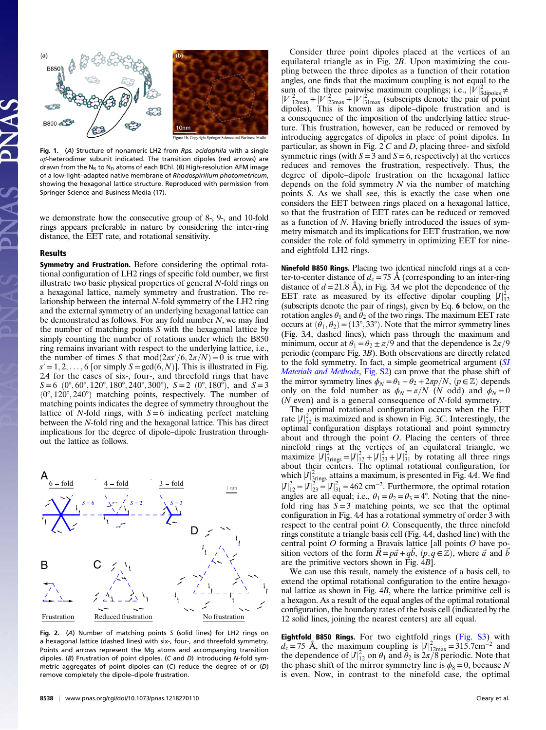Fig. 1. (A) Structure of nonameric LH2 from *Rps. acidophila* with a single $\alpha\beta$-heterodimer subunit indicated. The transition dipoles (red arrows) are drawn from the $N_B$ to $N_D$ atoms of each BChl. (B) High-resolution AFM image of a low-light–adapted native membrane of *Rhodospirillum photometricum*, showing the hexagonal lattice structure. Reproduced with permission from Springer Science and Business Media (17).

we demonstrate how the consecutive group of 8-, 9-, and 10-fold rings appears preferable in nature by considering the inter-ring distance, the EET rate, and rotational sensitivity.

## Results

**Symmetry and Frustration.** Before considering the optimal rotational configuration of LH2 rings of specific fold number, we first illustrate two basic physical properties of general $N$-fold rings on a hexagonal lattice, namely symmetry and frustration. The relationship between the internal $N$-fold symmetry of the LH2 ring and the external symmetry of an underlying hexagonal lattice can be demonstrated as follows. For any fold number $N$, we may find the number of matching points $S$ with the hexagonal lattice by simply counting the number of rotations under which the B850 ring remains invariant with respect to the underlying lattice, i.e., the number of times $S$ that $\mathrm{mod}(2\pi s'/6, 2\pi/N) = 0$ is true with $s' = 1, 2, \ldots, 6$ [or simply $S = \gcd(6, N)$]. This is illustrated in Fig. 2A for the cases of six-, four-, and threefold rings that have $S = 6$ $(0°, 60°, 120°, 180°, 240°, 300°)$, $S = 2$ $(0°, 180°)$, and $S = 3$ $(0°, 120°, 240°)$ matching points, respectively. The number of matching points indicates the degree of symmetry throughout the lattice of $N$-fold rings, with $S = 6$ indicating perfect matching between the $N$-fold ring and the hexagonal lattice. This has direct implications for the degree of dipole–dipole frustration throughout the lattice as follows.

Fig. 2. (A) Number of matching points $S$ (solid lines) for LH2 rings on a hexagonal lattice (dashed lines) with six-, four-, and threefold symmetry. Points and arrows represent the Mg atoms and accompanying transition dipoles. (B) Frustration of point dipoles. Introducing $N$-fold symmetric aggregates of point dipoles can (C) reduce the degree of or (D) remove completely the dipole–dipole frustration.

Consider three point dipoles placed at the vertices of an equilateral triangle as in Fig. 2B. Upon maximizing the coupling between the three dipoles as a function of their rotation angles, one finds that the maximum coupling is not equal to the sum of the three pairwise maximum couplings; i.e., $|V|^2_{3\mathrm{dipoles}} \neq |V|^2_{12\max} + |V|^2_{23\max} + |V|^2_{31\max}$ (subscripts denote the pair of point dipoles). This is known as dipole–dipole frustration and is a consequence of the imposition of the underlying lattice structure. This frustration, however, can be reduced or removed by introducing aggregates of dipoles in place of point dipoles. In particular, as shown in Fig. 2 C and D, placing three- and sixfold symmetric rings (with $S = 3$ and $S = 6$, respectively) at the vertices reduces and removes the frustration, respectively. Thus, the degree of dipole–dipole frustration on the hexagonal lattice depends on the fold symmetry $N$ via the number of matching points $S$. As we shall see, this is exactly the case when one considers the EET between rings placed on a hexagonal lattice, so that the frustration of EET rates can be reduced or removed as a function of $N$. Having briefly introduced the issues of symmetry mismatch and its implications for EET frustration, we now consider the role of fold symmetry in optimizing EET for nine- and eightfold LH2 rings.

**Ninefold B850 Rings.** Placing two identical ninefold rings at a center-to-center distance of $d_c = 75$ Å (corresponding to an inter-ring distance of $d = 21.8$ Å), in Fig. 3A we plot the dependence of the EET rate as measured by its effective dipolar coupling $|J|^2_{12}$ (subscripts denote the pair of rings), given by Eq. **6** below, on the rotation angles $\theta_1$ and $\theta_2$ of the two rings. The maximum EET rate occurs at $(\theta_1, \theta_2) = (13°, 33°)$. Note that the mirror symmetry lines (Fig. 3A, dashed lines), which pass through the maximum and minimum, occur at $\theta_1 = \theta_2 \pm \pi/9$ and that the dependence is $2\pi/9$ periodic (compare Fig. 3B). Both observations are directly related to the fold symmetry. In fact, a simple geometrical argument (*SI Materials and Methods*, Fig. S2) can prove that the phase shift of the mirror symmetry lines $\phi_N = \theta_1 - \theta_2 + 2\pi p/N$, $(p \in \mathbb{Z})$ depends only on the fold number as $\phi_N = \pi/N$ ($N$ odd) and $\phi_N = 0$ ($N$ even) and is a general consequence of $N$-fold symmetry.

The optimal rotational configuration when the EET rate $|J|^2_{12}$ is maximized and is shown in Fig. 3C. Interestingly, the optimal configuration displays rotational and point symmetry about and through the point $O$. Placing the centers of three ninefold rings at the vertices of an equilateral triangle, we maximize $|J|^2_{3\mathrm{rings}} = |J|^2_{12} + |J|^2_{23} + |J|^2_{31}$ by rotating all three rings about their centers. The optimal rotational configuration, for which $|J|^2_{3\mathrm{rings}}$ attains a maximum, is presented in Fig. 4A. We find $|J|^2_{12} = |J|^2_{23} = |J|^2_{31} = 462$ cm$^{-2}$. Furthermore, the optimal rotation angles are all equal; i.e., $\theta_1 = \theta_2 = \theta_3 = 4°$. Noting that the ninefold ring has $S = 3$ matching points, we see that the optimal configuration in Fig. 4A has a rotational symmetry of order 3 with respect to the central point $O$. Consequently, the three ninefold rings constitute a triangle basis cell (Fig. 4A, dashed line) with the central point $O$ forming a Bravais lattice [all points $O$ have position vectors of the form $\vec{R} = p\vec{a} + q\vec{b}$, $(p, q \in \mathbb{Z})$, where $\vec{a}$ and $\vec{b}$ are the primitive vectors shown in Fig. 4B].

We can use this result, namely the existence of a basis cell, to extend the optimal rotational configuration to the entire hexagonal lattice as shown in Fig. 4B, where the lattice primitive cell is a hexagon. As a result of the equal angles of the optimal rotational configuration, the boundary rates of the basis cell (indicated by the 12 solid lines, joining the nearest centers) are all equal.

**Eightfold B850 Rings.** For two eightfold rings (Fig. S3) with $d_c = 75$ Å, the maximum coupling is $|J|^2_{12\max} = 315.7$ cm$^{-2}$ and the dependence of $|J|^2_{12}$ on $\theta_1$ and $\theta_2$ is $2\pi/8$ periodic. Note that the phase shift of the mirror symmetry line is $\phi_8 = 0$, because $N$ is even. Now, in contrast to the ninefold case, the optimal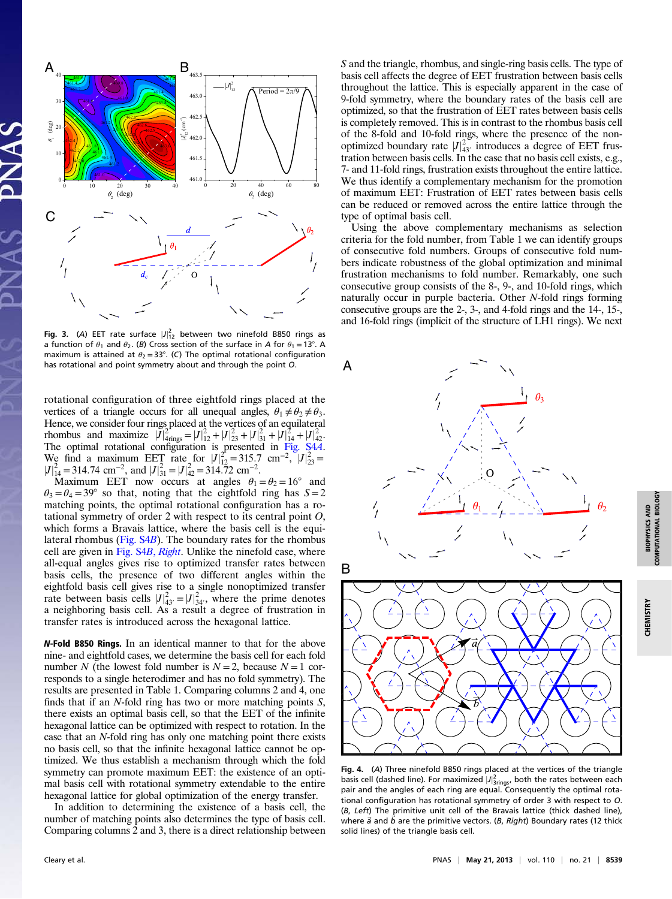Fig. 3. (A) EET rate surface $|J|^2_{12}$ between two ninefold B850 rings as a function of $\theta_1$ and $\theta_2$. (B) Cross section of the surface in A for $\theta_1 = 13°$. A maximum is attained at $\theta_2 = 33°$. (C) The optimal rotational configuration has rotational and point symmetry about and through the point O.

rotational configuration of three eightfold rings placed at the vertices of a triangle occurs for all unequal angles, $\theta_1 \neq \theta_2 \neq \theta_3$. Hence, we consider four rings placed at the vertices of an equilateral rhombus and maximize $|J|^2_{4\text{rings}} = |J|^2_{12} + |J|^2_{23} + |J|^2_{31} + |J|^2_{14} + |J|^2_{42}$. The optimal rotational configuration is presented in Fig. S4A. We find a maximum EET rate for $|J|^2_{12} = 315.7$ cm$^{-2}$, $|J|^2_{23} = |J|^2_{14} = 314.74$ cm$^{-2}$, and $|J|^2_{31} = |J|^2_{42} = 314.72$ cm$^{-2}$.

Maximum EET now occurs at angles $\theta_1 = \theta_2 = 16°$ and $\theta_3 = \theta_4 = 39°$ so that, noting that the eightfold ring has $S = 2$ matching points, the optimal rotational configuration has a rotational symmetry of order 2 with respect to its central point O, which forms a Bravais lattice, where the basis cell is the equilateral rhombus (Fig. S4B). The boundary rates for the rhombus cell are given in Fig. S4B, *Right*. Unlike the ninefold case, where all-equal angles gives rise to optimized transfer rates between basis cells, the presence of two different angles within the eightfold basis cell gives rise to a single nonoptimized transfer rate between basis cells $|J|^2_{43'} = |J|^2_{34'}$, where the prime denotes a neighboring basis cell. As a result a degree of frustration in transfer rates is introduced across the hexagonal lattice.

**N-Fold B850 Rings.** In an identical manner to that for the above nine- and eightfold cases, we determine the basis cell for each fold number $N$ (the lowest fold number is $N = 2$, because $N = 1$ corresponds to a single heterodimer and has no fold symmetry). The results are presented in Table 1. Comparing columns 2 and 4, one finds that if an $N$-fold ring has two or more matching points $S$, there exists an optimal basis cell, so that the EET of the infinite hexagonal lattice can be optimized with respect to rotation. In the case that an $N$-fold ring has only one matching point there exists no basis cell, so that the infinite hexagonal lattice cannot be optimized. We thus establish a mechanism through which the fold symmetry can promote maximum EET: the existence of an optimal basis cell with rotational symmetry extendable to the entire hexagonal lattice for global optimization of the energy transfer.

In addition to determining the existence of a basis cell, the number of matching points also determines the type of basis cell. Comparing columns 2 and 3, there is a direct relationship between $S$ and the triangle, rhombus, and single-ring basis cells. The type of basis cell affects the degree of EET frustration between basis cells throughout the lattice. This is especially apparent in the case of 9-fold symmetry, where the boundary rates of the basis cell are optimized, so that the frustration of EET rates between basis cells is completely removed. This is in contrast to the rhombus basis cell of the 8-fold and 10-fold rings, where the presence of the nonoptimized boundary rate $|J|^2_{43'}$ introduces a degree of EET frustration between basis cells. In the case that no basis cell exists, e.g., 7- and 11-fold rings, frustration exists throughout the entire lattice. We thus identify a complementary mechanism for the promotion of maximum EET: Frustration of EET rates between basis cells can be reduced or removed across the entire lattice through the type of optimal basis cell.

Using the above complementary mechanisms as selection criteria for the fold number, from Table 1 we can identify groups of consecutive fold numbers. Groups of consecutive fold numbers indicate robustness of the global optimization and minimal frustration mechanisms to fold number. Remarkably, one such consecutive group consists of the 8-, 9-, and 10-fold rings, which naturally occur in purple bacteria. Other $N$-fold rings forming consecutive groups are the 2-, 3-, and 4-fold rings and the 14-, 15-, and 16-fold rings (implicit of the structure of LH1 rings). We next

Fig. 4. (A) Three ninefold B850 rings placed at the vertices of the triangle basis cell (dashed line). For maximized $|J|^2_{3\text{rings}}$, both the rates between each pair and the angles of each ring are equal. Consequently the optimal rotational configuration has rotational symmetry of order 3 with respect to O. (B, *Left*) The primitive unit cell of the Bravais lattice (thick dashed line), where $\vec{a}$ and $\vec{b}$ are the primitive vectors. (B, *Right*) Boundary rates (12 thick solid lines) of the triangle basis cell.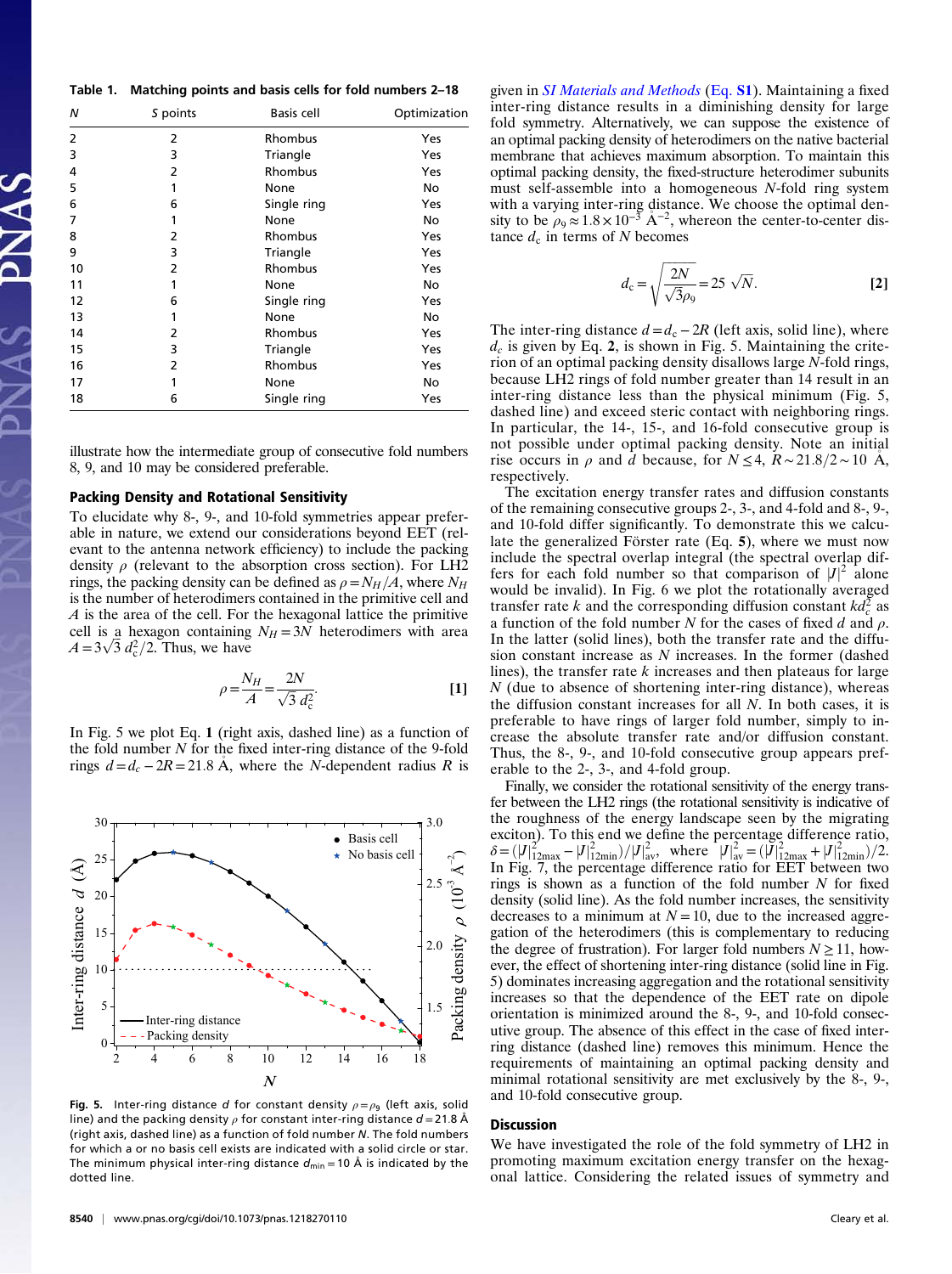**Table 1. Matching points and basis cells for fold numbers 2–18**

| $N$ | $S$ points | Basis cell | Optimization |
|---|---|---|---|
| 2 | 2 | Rhombus | Yes |
| 3 | 3 | Triangle | Yes |
| 4 | 2 | Rhombus | Yes |
| 5 | 1 | None | No |
| 6 | 6 | Single ring | Yes |
| 7 | 1 | None | No |
| 8 | 2 | Rhombus | Yes |
| 9 | 3 | Triangle | Yes |
| 10 | 2 | Rhombus | Yes |
| 11 | 1 | None | No |
| 12 | 6 | Single ring | Yes |
| 13 | 1 | None | No |
| 14 | 2 | Rhombus | Yes |
| 15 | 3 | Triangle | Yes |
| 16 | 2 | Rhombus | Yes |
| 17 | 1 | None | No |
| 18 | 6 | Single ring | Yes |

illustrate how the intermediate group of consecutive fold numbers 8, 9, and 10 may be considered preferable.

### Packing Density and Rotational Sensitivity

To elucidate why 8-, 9-, and 10-fold symmetries appear preferable in nature, we extend our considerations beyond EET (relevant to the antenna network efficiency) to include the packing density $\rho$ (relevant to the absorption cross section). For LH2 rings, the packing density can be defined as $\rho = N_H/A$, where $N_H$ is the number of heterodimers contained in the primitive cell and $A$ is the area of the cell. For the hexagonal lattice the primitive cell is a hexagon containing $N_H = 3N$ heterodimers with area $A = 3\sqrt{3}\, d_c^2/2$. Thus, we have

$$\rho = \frac{N_H}{A} = \frac{2N}{\sqrt{3}\, d_c^2}. \qquad [1]$$

In Fig. 5 we plot Eq. 1 (right axis, dashed line) as a function of the fold number $N$ for the fixed inter-ring distance of the 9-fold rings $d = d_c - 2R = 21.8$ Å, where the $N$-dependent radius $R$ is

Fig. 5. Inter-ring distance $d$ for constant density $\rho = \rho_9$ (left axis, solid line) and the packing density $\rho$ for constant inter-ring distance $d = 21.8$ Å (right axis, dashed line) as a function of fold number $N$. The fold numbers for which a or no basis cell exists are indicated with a solid circle or star. The minimum physical inter-ring distance $d_{min} = 10$ Å is indicated by the dotted line.

given in *SI Materials and Methods* (Eq. S1). Maintaining a fixed inter-ring distance results in a diminishing density for large fold symmetry. Alternatively, we can suppose the existence of an optimal packing density of heterodimers on the native bacterial membrane that achieves maximum absorption. To maintain this optimal packing density, the fixed-structure heterodimer subunits must self-assemble into a homogeneous $N$-fold ring system with a varying inter-ring distance. We choose the optimal density to be $\rho_9 \approx 1.8 \times 10^{-3}$ Å$^{-2}$, whereon the center-to-center distance $d_c$ in terms of $N$ becomes

$$d_c = \sqrt{\frac{2N}{\sqrt{3}\rho_9}} = 25\,\sqrt{N}. \qquad [2]$$

The inter-ring distance $d = d_c - 2R$ (left axis, solid line), where $d_c$ is given by Eq. 2, is shown in Fig. 5. Maintaining the criterion of an optimal packing density disallows large $N$-fold rings, because LH2 rings of fold number greater than 14 result in an inter-ring distance less than the physical minimum (Fig. 5, dashed line) and exceed steric contact with neighboring rings. In particular, the 14-, 15-, and 16-fold consecutive group is not possible under optimal packing density. Note an initial rise occurs in $\rho$ and $d$ because, for $N \le 4$, $R \sim 21.8/2 \sim 10$ A, respectively.

The excitation energy transfer rates and diffusion constants of the remaining consecutive groups 2-, 3-, and 4-fold and 8-, 9-, and 10-fold differ significantly. To demonstrate this we calculate the generalized Förster rate (Eq. 5), where we must now include the spectral overlap integral (the spectral overlap differs for each fold number so that comparison of $|J|^2$ alone would be invalid). In Fig. 6 we plot the rotationally averaged transfer rate $k$ and the corresponding diffusion constant $kd_c^2$ as a function of the fold number $N$ for the cases of fixed $d$ and $\rho$. In the latter (solid lines), both the transfer rate and the diffusion constant increase as $N$ increases. In the former (dashed lines), the transfer rate $k$ increases and then plateaus for large $N$ (due to absence of shortening inter-ring distance), whereas the diffusion constant increases for all $N$. In both cases, it is preferable to have rings of larger fold number, simply to increase the absolute transfer rate and/or diffusion constant. Thus, the 8-, 9-, and 10-fold consecutive group appears preferable to the 2-, 3-, and 4-fold group.

Finally, we consider the rotational sensitivity of the energy transfer between the LH2 rings (the rotational sensitivity is indicative of the roughness of the energy landscape seen by the migrating exciton). To this end we define the percentage difference ratio, $\delta = (|J|^2_{12\max} - |J|^2_{12\min})/|J|^2_{av}$, where $|J|^2_{av} = (|J|^2_{12\max} + |J|^2_{12\min})/2$. In Fig. 7, the percentage difference ratio for EET between two rings is shown as a function of the fold number $N$ for fixed density (solid line). As the fold number increases, the sensitivity decreases to a minimum at $N = 10$, due to the increased aggregation of the heterodimers (this is complementary to reducing the degree of frustration). For larger fold numbers $N \ge 11$, however, the effect of shortening inter-ring distance (solid line in Fig. 5) dominates increasing aggregation and the rotational sensitivity increases so that the dependence of the EET rate on dipole orientation is minimized around the 8-, 9-, and 10-fold consecutive group. The absence of this effect in the case of fixed inter-ring distance (dashed line) removes this minimum. Hence the requirements of maintaining an optimal packing density and minimal rotational sensitivity are met exclusively by the 8-, 9-, and 10-fold consecutive group.

## Discussion

We have investigated the role of the fold symmetry of LH2 in promoting maximum excitation energy transfer on the hexagonal lattice. Considering the related issues of symmetry and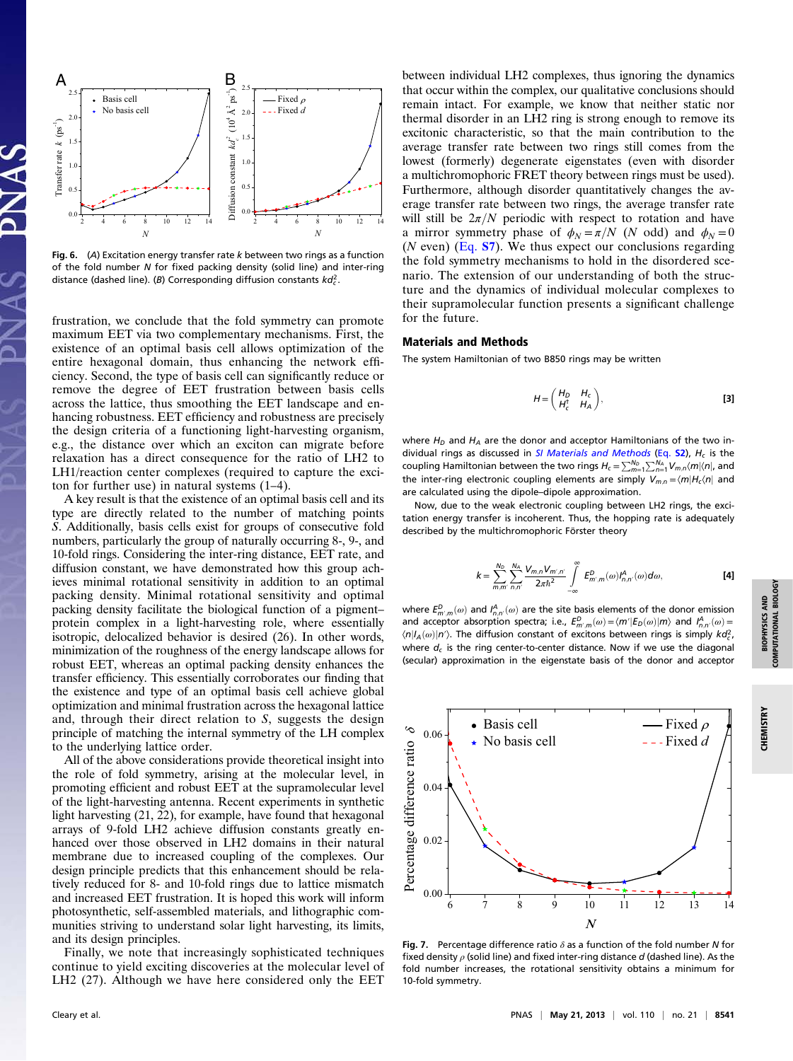Fig. 6. (*A*) Excitation energy transfer rate $k$ between two rings as a function of the fold number $N$ for fixed packing density (solid line) and inter-ring distance (dashed line). (*B*) Corresponding diffusion constants $kd_c^2$.

frustration, we conclude that the fold symmetry can promote maximum EET via two complementary mechanisms. First, the existence of an optimal basis cell allows optimization of the entire hexagonal domain, thus enhancing the network efficiency. Second, the type of basis cell can significantly reduce or remove the degree of EET frustration between basis cells across the lattice, thus smoothing the EET landscape and enhancing robustness. EET efficiency and robustness are precisely the design criteria of a functioning light-harvesting organism, e.g., the distance over which an exciton can migrate before relaxation has a direct consequence for the ratio of LH2 to LH1/reaction center complexes (required to capture the exciton for further use) in natural systems (1–4).

A key result is that the existence of an optimal basis cell and its type are directly related to the number of matching points $S$. Additionally, basis cells exist for groups of consecutive fold numbers, particularly the group of naturally occurring 8-, 9-, and 10-fold rings. Considering the inter-ring distance, EET rate, and diffusion constant, we have demonstrated how this group achieves minimal rotational sensitivity in addition to an optimal packing density. Minimal rotational sensitivity and optimal packing density facilitate the biological function of a pigment–protein complex in a light-harvesting role, where essentially isotropic, delocalized behavior is desired (26). In other words, minimization of the roughness of the energy landscape allows for robust EET, whereas an optimal packing density enhances the transfer efficiency. This essentially corroborates our finding that the existence and type of an optimal basis cell achieve global optimization and minimal frustration across the hexagonal lattice and, through their direct relation to $S$, suggests the design principle of matching the internal symmetry of the LH complex to the underlying lattice order.

All of the above considerations provide theoretical insight into the role of fold symmetry, arising at the molecular level, in promoting efficient and robust EET at the supramolecular level of the light-harvesting antenna. Recent experiments in synthetic light harvesting (21, 22), for example, have found that hexagonal arrays of 9-fold LH2 achieve diffusion constants greatly enhanced over those observed in LH2 domains in their natural membrane due to increased coupling of the complexes. Our design principle predicts that this enhancement should be relatively reduced for 8- and 10-fold rings due to lattice mismatch and increased EET frustration. It is hoped this work will inform photosynthetic, self-assembled materials, and lithographic communities striving to understand solar light harvesting, its limits, and its design principles.

Finally, we note that increasingly sophisticated techniques continue to yield exciting discoveries at the molecular level of LH2 (27). Although we have here considered only the EET between individual LH2 complexes, thus ignoring the dynamics that occur within the complex, our qualitative conclusions should remain intact. For example, we know that neither static nor thermal disorder in an LH2 ring is strong enough to remove its excitonic characteristic, so that the main contribution to the average transfer rate between two rings still comes from the lowest (formerly) degenerate eigenstates (even with disorder a multichromophoric FRET theory between rings must be used). Furthermore, although disorder quantitatively changes the average transfer rate between two rings, the average transfer rate will still be $2\pi/N$ periodic with respect to rotation and have a mirror symmetry phase of $\phi_N = \pi/N$ ($N$ odd) and $\phi_N = 0$ ($N$ even) (Eq. S7). We thus expect our conclusions regarding the fold symmetry mechanisms to hold in the disordered scenario. The extension of our understanding of both the structure and the dynamics of individual molecular complexes to their supramolecular function presents a significant challenge for the future.

## Materials and Methods

The system Hamiltonian of two B850 rings may be written

$$H = \begin{pmatrix} H_D & H_c \\ H_c^{\dagger} & H_A \end{pmatrix}, \qquad [3]$$

where $H_D$ and $H_A$ are the donor and acceptor Hamiltonians of the two individual rings as discussed in *SI Materials and Methods* (Eq. S2), $H_c$ is the coupling Hamiltonian between the two rings $H_c = \sum_{m=1}^{N_D}\sum_{n=1}^{N_A} V_{m,n}\langle m|\langle n|$, and the inter-ring electronic coupling elements are simply $V_{m,n} = \langle m|H_c\langle n|$ and are calculated using the dipole–dipole approximation.

Now, due to the weak electronic coupling between LH2 rings, the excitation energy transfer is incoherent. Thus, the hopping rate is adequately described by the multichromophoric Förster theory

$$k = \sum_{m,m'}^{N_D}\sum_{n,n'}^{N_A} \frac{V_{m,n}V_{m',n'}}{2\pi\hbar^2}\int_{-\infty}^{\infty} E_{m',m}^{D}(\omega) I_{n,n'}^{A}(\omega)d\omega, \qquad [4]$$

where $E_{m',m}^{D}(\omega)$ and $I_{n,n'}^{A}(\omega)$ are the site basis elements of the donor emission and acceptor absorption spectra; i.e., $E_{m',m}^{D}(\omega) = \langle m'|E_D(\omega)|m\rangle$ and $I_{n,n'}^{A}(\omega) = \langle n|I_A(\omega)|n'\rangle$. The diffusion constant of excitons between rings is simply $kd_c^2$, where $d_c$ is the ring center-to-center distance. Now if we use the diagonal (secular) approximation in the eigenstate basis of the donor and acceptor

Fig. 7. Percentage difference ratio $\delta$ as a function of the fold number $N$ for fixed density $\rho$ (solid line) and fixed inter-ring distance $d$ (dashed line). As the fold number increases, the rotational sensitivity obtains a minimum for 10-fold symmetry.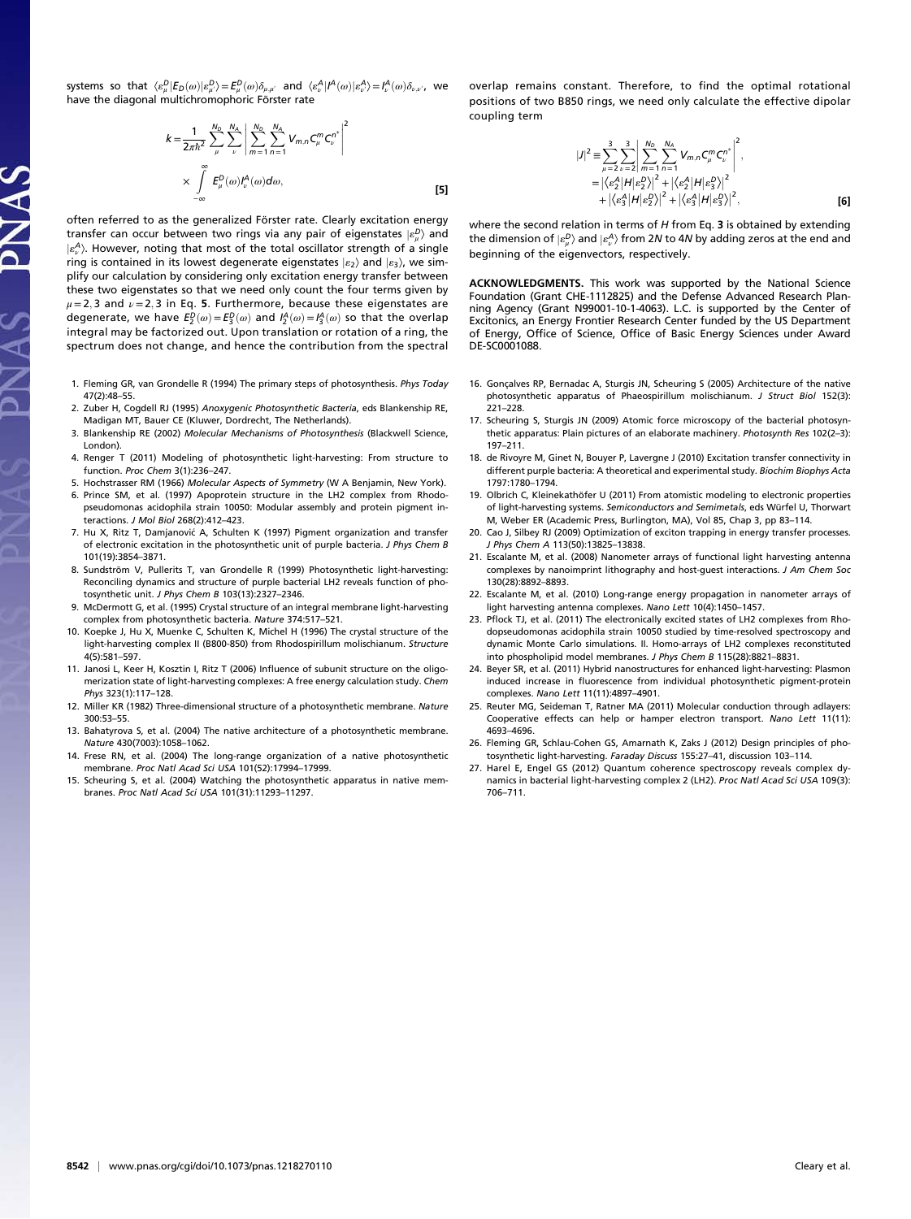systems so that $\langle \varepsilon_\mu^D | E_D(\omega) | \varepsilon_{\mu'}^D \rangle = E_\mu^D(\omega)\delta_{\mu,\mu'}$ and $\langle \varepsilon_\nu^A | I^A(\omega) | \varepsilon_{\nu'}^A \rangle = I_\nu^A(\omega)\delta_{\nu,\nu'}$, we have the diagonal multichromophoric Förster rate

$$k = \frac{1}{2\pi\hbar^2} \sum_{\mu}^{N_D} \sum_{\nu}^{N_A} \left| \sum_{m=1}^{N_D} \sum_{n=1}^{N_A} V_{m,n} C_\mu^m C_\nu^{n^*} \right|^2 \times \int_{-\infty}^{\infty} E_\mu^D(\omega) I_\nu^A(\omega) d\omega, \quad [5]$$

often referred to as the generalized Förster rate. Clearly excitation energy transfer can occur between two rings via any pair of eigenstates $|\varepsilon_\mu^D\rangle$ and $|\varepsilon_\nu^A\rangle$. However, noting that most of the total oscillator strength of a single ring is contained in its lowest degenerate eigenstates $|\varepsilon_2\rangle$ and $|\varepsilon_3\rangle$, we simplify our calculation by considering only excitation energy transfer between these two eigenstates so that we need only count the four terms given by $\mu = 2, 3$ and $\nu = 2, 3$ in Eq. **5**. Furthermore, because these eigenstates are degenerate, we have $E_2^D(\omega) = E_3^D(\omega)$ and $I_2^A(\omega) = I_3^A(\omega)$ so that the overlap integral may be factorized out. Upon translation or rotation of a ring, the spectrum does not change, and hence the contribution from the spectral overlap remains constant. Therefore, to find the optimal rotational positions of two B850 rings, we need only calculate the effective dipolar coupling term

$$|J|^2 \equiv \sum_{\mu=2}^{3} \sum_{\nu=2}^{3} \left| \sum_{m=1}^{N_D} \sum_{n=1}^{N_A} V_{m,n} C_\mu^m C_\nu^{n^*} \right|^2, \\ = \left|\langle \varepsilon_2^A | H | \varepsilon_2^D \rangle\right|^2 + \left|\langle \varepsilon_2^A | H | \varepsilon_3^D \rangle\right|^2 + \left|\langle \varepsilon_3^A | H | \varepsilon_2^D \rangle\right|^2 + \left|\langle \varepsilon_3^A | H | \varepsilon_3^D \rangle\right|^2, \quad [6]$$

where the second relation in terms of $H$ from Eq. **3** is obtained by extending the dimension of $|\varepsilon_\mu^D\rangle$ and $|\varepsilon_\nu^A\rangle$ from $2N$ to $4N$ by adding zeros at the end and beginning of the eigenvectors, respectively.

**ACKNOWLEDGMENTS.** This work was supported by the National Science Foundation (Grant CHE-1112825) and the Defense Advanced Research Planning Agency (Grant N99001-10-1-4063). L.C. is supported by the Center of Excitonics, an Energy Frontier Research Center funded by the US Department of Energy, Office of Science, Office of Basic Energy Sciences under Award DE-SC0001088.

1. Fleming GR, van Grondelle R (1994) The primary steps of photosynthesis. *Phys Today* 47(2):48–55.
2. Zuber H, Cogdell RJ (1995) *Anoxygenic Photosynthetic Bacteria*, eds Blankenship RE, Madigan MT, Bauer CE (Kluwer, Dordrecht, The Netherlands).
3. Blankenship RE (2002) *Molecular Mechanisms of Photosynthesis* (Blackwell Science, London).
4. Renger T (2011) Modeling of photosynthetic light-harvesting: From structure to function. *Proc Chem* 3(1):236–247.
5. Hochstrasser RM (1966) *Molecular Aspects of Symmetry* (W A Benjamin, New York).
6. Prince SM, et al. (1997) Apoprotein structure in the LH2 complex from Rhodopseudomonas acidophila strain 10050: Modular assembly and protein pigment interactions. *J Mol Biol* 268(2):412–423.
7. Hu X, Ritz T, Damjanović A, Schulten K (1997) Pigment organization and transfer of electronic excitation in the photosynthetic unit of purple bacteria. *J Phys Chem B* 101(19):3854–3871.
8. Sundström V, Pullerits T, van Grondelle R (1999) Photosynthetic light-harvesting: Reconciling dynamics and structure of purple bacterial LH2 reveals function of photosynthetic unit. *J Phys Chem B* 103(13):2327–2346.
9. McDermott G, et al. (1995) Crystal structure of an integral membrane light-harvesting complex from photosynthetic bacteria. *Nature* 374:517–521.
10. Koepke J, Hu X, Muenke C, Schulten K, Michel H (1996) The crystal structure of the light-harvesting complex II (B800-850) from Rhodospirillum molischianum. *Structure* 4(5):581–597.
11. Janosi L, Keer H, Kosztin I, Ritz T (2006) Influence of subunit structure on the oligomerization state of light-harvesting complexes: A free energy calculation study. *Chem Phys* 323(1):117–128.
12. Miller KR (1982) Three-dimensional structure of a photosynthetic membrane. *Nature* 300:53–55.
13. Bahatyrova S, et al. (2004) The native architecture of a photosynthetic membrane. *Nature* 430(7003):1058–1062.
14. Frese RN, et al. (2004) The long-range organization of a native photosynthetic membrane. *Proc Natl Acad Sci USA* 101(52):17994–17999.
15. Scheuring S, et al. (2004) Watching the photosynthetic apparatus in native membranes. *Proc Natl Acad Sci USA* 101(31):11293–11297.
16. Gonçalves RP, Bernadac A, Sturgis JN, Scheuring S (2005) Architecture of the native photosynthetic apparatus of Phaeospirillum molischianum. *J Struct Biol* 152(3): 221–228.
17. Scheuring S, Sturgis JN (2009) Atomic force microscopy of the bacterial photosynthetic apparatus: Plain pictures of an elaborate machinery. *Photosynth Res* 102(2–3): 197–211.
18. de Rivoyre M, Ginet N, Bouyer P, Lavergne J (2010) Excitation transfer connectivity in different purple bacteria: A theoretical and experimental study. *Biochim Biophys Acta* 1797:1780–1794.
19. Olbrich C, Kleinekathöfer U (2011) From atomistic modeling to electronic properties of light-harvesting systems. *Semiconductors and Semimetals*, eds Würfel U, Thorwart M, Weber ER (Academic Press, Burlington, MA), Vol 85, Chap 3, pp 83–114.
20. Cao J, Silbey RJ (2009) Optimization of exciton trapping in energy transfer processes. *J Phys Chem A* 113(50):13825–13838.
21. Escalante M, et al. (2008) Nanometer arrays of functional light harvesting antenna complexes by nanoimprint lithography and host-guest interactions. *J Am Chem Soc* 130(28):8892–8893.
22. Escalante M, et al. (2010) Long-range energy propagation in nanometer arrays of light harvesting antenna complexes. *Nano Lett* 10(4):1450–1457.
23. Pflock TJ, et al. (2011) The electronically excited states of LH2 complexes from Rhodopseudomonas acidophila strain 10050 studied by time-resolved spectroscopy and dynamic Monte Carlo simulations. II. Homo-arrays of LH2 complexes reconstituted into phospholipid model membranes. *J Phys Chem B* 115(28):8821–8831.
24. Beyer SR, et al. (2011) Hybrid nanostructures for enhanced light-harvesting: Plasmon induced increase in fluorescence from individual photosynthetic pigment-protein complexes. *Nano Lett* 11(11):4897–4901.
25. Reuter MG, Seideman T, Ratner MA (2011) Molecular conduction through adlayers: Cooperative effects can help or hamper electron transport. *Nano Lett* 11(11): 4693–4696.
26. Fleming GR, Schlau-Cohen GS, Amarnath K, Zaks J (2012) Design principles of photosynthetic light-harvesting. *Faraday Discuss* 155:27–41, discussion 103–114.
27. Harel E, Engel GS (2012) Quantum coherence spectroscopy reveals complex dynamics in bacterial light-harvesting complex 2 (LH2). *Proc Natl Acad Sci USA* 109(3): 706–711.